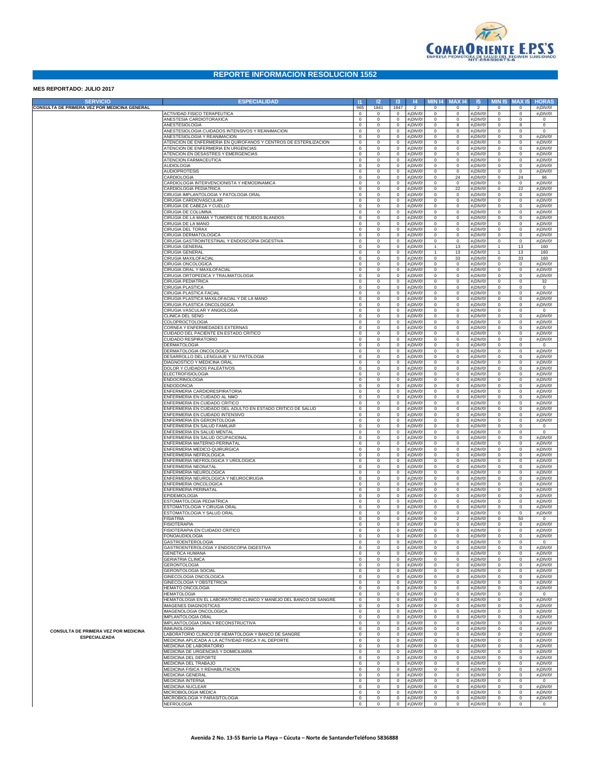COMFAORIENTE E.P.S'S
EMPRESA PROMOTORA DE SALUD DEL REGIMEN SUBSIDIADO
NIT:890500675-6

# REPORTE INFORMACION RESOLUCION 1552

**MES REPORTADO: JULIO 2017**

| SERVICIO | ESPECIALIDAD | I1 | I2 | I3 | I4 | MIN I4 | MAX I4 | I5 | MIN I5 | MAX I5 | HORAS |
|---|---|---|---|---|---|---|---|---|---|---|---|
| CONSULTA DE PRIMERA VEZ POR MEDICINA GENERAL | | 965 | 1841 | 1847 | 2 | 0 | 0 | 2 | 0 | 0 | #¡DIV/0! |
| CONSULTA DE PRIMERA VEZ POR MEDICINA ESPECIALIZADA | ACTIVIDAD FISICO TERAPEUTICA | 0 | 0 | 0 | #¡DIV/0! | 0 | 0 | #¡DIV/0! | 0 | 0 | #¡DIV/0! |
| | ANESTESIA CARDIOTORAXICA | 0 | 0 | 0 | #¡DIV/0! | 0 | 0 | #¡DIV/0! | 0 | 0 | 0 |
| | ANESTESIOLOGIA | 0 | 0 | 0 | #¡DIV/0! | 0 | 8 | #¡DIV/0! | 0 | 8 | 0 |
| | ANESTESIOLOGIA CUIDADOS INTENSIVOS Y REANIMACION | 0 | 0 | 0 | #¡DIV/0! | 0 | 0 | #¡DIV/0! | 0 | 0 | 0 |
| | ANESTESIOLOGIA Y REANIMACION | 0 | 0 | 0 | #¡DIV/0! | 0 | 0 | #¡DIV/0! | 0 | 0 | #¡DIV/0! |
| | ATENCION DE ENFERMERIA EN QUIROFANOS Y CENTROS DE ESTERILIZACION | 0 | 0 | 0 | #¡DIV/0! | 0 | 0 | #¡DIV/0! | 0 | 0 | #¡DIV/0! |
| | ATENCION DE ENFERMERIA EN URGENCIAS | 0 | 0 | 0 | #¡DIV/0! | 0 | 0 | #¡DIV/0! | 0 | 0 | #¡DIV/0! |
| | ATENCION EN DESASTRES Y EMERGENCIAS | 0 | 0 | 0 | #¡DIV/0! | 0 | 0 | #¡DIV/0! | 0 | 0 | #¡DIV/0! |
| | ATENCION FARMACEUTICA | 0 | 0 | 0 | #¡DIV/0! | 0 | 0 | #¡DIV/0! | 0 | 0 | #¡DIV/0! |
| | AUDIOLOGIA | 0 | 0 | 0 | #¡DIV/0! | 0 | 0 | #¡DIV/0! | 0 | 0 | #¡DIV/0! |
| | AUDIOPROTESIS | 0 | 0 | 0 | #¡DIV/0! | 0 | 0 | #¡DIV/0! | 0 | 0 | #¡DIV/0! |
| | CARDIOLOGIA | 0 | 0 | 0 | #¡DIV/0! | 0 | 24 | #¡DIV/0! | 0 | 24 | 96 |
| | CARDIOLOGIA INTERVENCIONISTA Y HEMODINAMICA | 0 | 0 | 0 | #¡DIV/0! | 0 | 0 | #¡DIV/0! | 0 | 0 | #¡DIV/0! |
| | CARDIOLOGIA PEDIATRICA | 0 | 0 | 0 | #¡DIV/0! | 0 | 22 | #¡DIV/0! | 0 | 22 | #¡DIV/0! |
| | CIRUGIA IMPLANTOLOGIA Y PATOLOGIA ORAL | 0 | 0 | 0 | #¡DIV/0! | 0 | 0 | #¡DIV/0! | 0 | 0 | #¡DIV/0! |
| | CIRUGIA CARDIOVASCULAR | 0 | 0 | 0 | #¡DIV/0! | 0 | 0 | #¡DIV/0! | 0 | 0 | #¡DIV/0! |
| | CIRUGIA DE CABEZA Y CUELLO | 0 | 0 | 0 | #¡DIV/0! | 0 | 0 | #¡DIV/0! | 0 | 0 | #¡DIV/0! |
| | CIRUGIA DE COLUMNA | 0 | 0 | 0 | #¡DIV/0! | 0 | 0 | #¡DIV/0! | 0 | 0 | #¡DIV/0! |
| | CIRUGIA DE LA MAMA Y TUMORES DE TEJIDOS BLANDOS | 0 | 0 | 0 | #¡DIV/0! | 0 | 0 | #¡DIV/0! | 0 | 0 | #¡DIV/0! |
| | CIRUGIA DE LA MANO | 0 | 0 | 0 | #¡DIV/0! | 0 | 0 | #¡DIV/0! | 0 | 0 | #¡DIV/0! |
| | CIRUGIA DEL TORAX | 0 | 0 | 0 | #¡DIV/0! | 0 | 0 | #¡DIV/0! | 0 | 0 | #¡DIV/0! |
| | CIRUGIA DERMATOLOGICA | 0 | 0 | 0 | #¡DIV/0! | 0 | 0 | #¡DIV/0! | 0 | 0 | #¡DIV/0! |
| | CIRUGIA GASTROINTESTINAL Y ENDOSCOPIA DIGESTIVA | 0 | 0 | 0 | #¡DIV/0! | 0 | 0 | #¡DIV/0! | 0 | 0 | #¡DIV/0! |
| | CIRUGIA GENERAL | 0 | 0 | 0 | #¡DIV/0! | 1 | 13 | #¡DIV/0! | 1 | 13 | 160 |
| | CIRUGIA GENERAL | 0 | 0 | 0 | #¡DIV/0! | 1 | 13 | #¡DIV/0! | 1 | 13 | 160 |
| | CIRUGIA MAXILOFACIAL | 0 | 0 | 0 | #¡DIV/0! | 0 | 33 | #¡DIV/0! | 0 | 33 | 160 |
| | CIRUGIA ONCOLOGICA | 0 | 0 | 0 | #¡DIV/0! | 0 | 0 | #¡DIV/0! | 0 | 0 | #¡DIV/0! |
| | CIRUGIA ORAL Y MAXILOFACIAL | 0 | 0 | 0 | #¡DIV/0! | 0 | 0 | #¡DIV/0! | 0 | 0 | #¡DIV/0! |
| | CIRUGIA ORTOPEDICA Y TRAUMATOLOGIA | 0 | 0 | 0 | #¡DIV/0! | 0 | 0 | #¡DIV/0! | 0 | 0 | #¡DIV/0! |
| | CIRUGIA PEDIATRICA | 0 | 0 | 0 | #¡DIV/0! | 0 | 0 | #¡DIV/0! | 0 | 0 | 32 |
| | CIRUGIA PLASTICA | 0 | 0 | 0 | #¡DIV/0! | 0 | 0 | #¡DIV/0! | 0 | 0 | 0 |
| | CIRUGIA PLASTICA FACIAL | 0 | 0 | 0 | #¡DIV/0! | 0 | 0 | #¡DIV/0! | 0 | 0 | #¡DIV/0! |
| | CIRUGIA PLASTICA MAXILOFACIAL Y DE LA MANO | 0 | 0 | 0 | #¡DIV/0! | 0 | 0 | #¡DIV/0! | 0 | 0 | #¡DIV/0! |
| | CIRUGIA PLASTICA ONCOLOGICA | 0 | 0 | 0 | #¡DIV/0! | 0 | 0 | #¡DIV/0! | 0 | 0 | #¡DIV/0! |
| | CIRUGIA VASCULAR Y ANGIOLOGIA | 0 | 0 | 0 | #¡DIV/0! | 0 | 0 | #¡DIV/0! | 0 | 0 | 0 |
| | CLINICA DEL SENO | 0 | 0 | 0 | #¡DIV/0! | 0 | 0 | #¡DIV/0! | 0 | 0 | #¡DIV/0! |
| | COLOPROCTOLOGIA | 0 | 0 | 0 | #¡DIV/0! | 0 | 0 | #¡DIV/0! | 0 | 0 | #¡DIV/0! |
| | CORNEA Y ENFERMEDADES EXTERNAS | 0 | 0 | 0 | #¡DIV/0! | 0 | 0 | #¡DIV/0! | 0 | 0 | #¡DIV/0! |
| | CUIDADO DEL PACIENTE EN ESTADO CRITICO | 0 | 0 | 0 | #¡DIV/0! | 0 | 0 | #¡DIV/0! | 0 | 0 | #¡DIV/0! |
| | CUIDADO RESPIRATORIO | 0 | 0 | 0 | #¡DIV/0! | 0 | 0 | #¡DIV/0! | 0 | 0 | #¡DIV/0! |
| | DERMATOLOGIA | 0 | 0 | 0 | #¡DIV/0! | 0 | 0 | #¡DIV/0! | 0 | 0 | 0 |
| | DERMATOLOGIA ONCOLOGICA | 0 | 0 | 0 | #¡DIV/0! | 0 | 0 | #¡DIV/0! | 0 | 0 | #¡DIV/0! |
| | DESARROLLO DEL LENGUAJE Y SU PATOLOGIA | 0 | 0 | 0 | #¡DIV/0! | 0 | 0 | #¡DIV/0! | 0 | 0 | #¡DIV/0! |
| | DIAGNOSTICO Y MEDICINA ORAL | 0 | 0 | 0 | #¡DIV/0! | 0 | 0 | #¡DIV/0! | 0 | 0 | #¡DIV/0! |
| | DOLOR Y CUIDADOS PALEATIVOS | 0 | 0 | 0 | #¡DIV/0! | 0 | 0 | #¡DIV/0! | 0 | 0 | #¡DIV/0! |
| | ELECTROFISIOLOGIA | 0 | 0 | 0 | #¡DIV/0! | 0 | 0 | #¡DIV/0! | 0 | 0 | #¡DIV/0! |
| | ENDOCRINOLOGIA | 0 | 0 | 0 | #¡DIV/0! | 0 | 0 | #¡DIV/0! | 0 | 0 | #¡DIV/0! |
| | ENDODONCIA | 0 | 0 | 0 | #¡DIV/0! | 0 | 0 | #¡DIV/0! | 0 | 0 | #¡DIV/0! |
| | ENFERMERIA CARDIORESPIRATORIA | 0 | 0 | 0 | #¡DIV/0! | 0 | 0 | #¡DIV/0! | 0 | 0 | #¡DIV/0! |
| | ENFERMERIA EN CUIDADO AL NI¥O | 0 | 0 | 0 | #¡DIV/0! | 0 | 0 | #¡DIV/0! | 0 | 0 | #¡DIV/0! |
| | ENFERMERIA EN CUIDADO CRITICO | 0 | 0 | 0 | #¡DIV/0! | 0 | 0 | #¡DIV/0! | 0 | 0 | #¡DIV/0! |
| | ENFERMERIA EN CUIDADO DEL ADULTO EN ESTADO CRITICO DE SALUD | 0 | 0 | 0 | #¡DIV/0! | 0 | 0 | #¡DIV/0! | 0 | 0 | #¡DIV/0! |
| | ENFERMERIA EN CUIDADO INTENSIVO | 0 | 0 | 0 | #¡DIV/0! | 0 | 0 | #¡DIV/0! | 0 | 0 | #¡DIV/0! |
| | ENFERMERIA EN GERONTOLOGIA | 0 | 0 | 0 | #¡DIV/0! | 0 | 0 | #¡DIV/0! | 0 | 0 | #¡DIV/0! |
| | ENFERMERIA EN SALUD FAMILIAR | 0 | 0 | 0 | #¡DIV/0! | 0 | 0 | #¡DIV/0! | 0 | 0 | 0 |
| | ENFERMERIA EN SALUD MENTAL | 0 | 0 | 0 | #¡DIV/0! | 0 | 0 | #¡DIV/0! | 0 | 0 | 0 |
| | ENFERMERIA EN SALUD OCUPACIONAL | 0 | 0 | 0 | #¡DIV/0! | 0 | 0 | #¡DIV/0! | 0 | 0 | #¡DIV/0! |
| | ENFERMERIA MATERNO-PERINATAL | 0 | 0 | 0 | #¡DIV/0! | 0 | 0 | #¡DIV/0! | 0 | 0 | #¡DIV/0! |
| | ENFERMERIA MEDICO-QUIRURGICA | 0 | 0 | 0 | #¡DIV/0! | 0 | 0 | #¡DIV/0! | 0 | 0 | #¡DIV/0! |
| | ENFERMERIA NEFROLOGICA | 0 | 0 | 0 | #¡DIV/0! | 0 | 0 | #¡DIV/0! | 0 | 0 | #¡DIV/0! |
| | ENFERMERIA NEFROLOGICA Y UROLOGICA | 0 | 0 | 0 | #¡DIV/0! | 0 | 0 | #¡DIV/0! | 0 | 0 | #¡DIV/0! |
| | ENFERMERIA NEONATAL | 0 | 0 | 0 | #¡DIV/0! | 0 | 0 | #¡DIV/0! | 0 | 0 | #¡DIV/0! |
| | ENFERMERIA NEUROLOGICA | 0 | 0 | 0 | #¡DIV/0! | 0 | 0 | #¡DIV/0! | 0 | 0 | #¡DIV/0! |
| | ENFERMERIA NEUROLOGICA Y NEUROCIRUGIA | 0 | 0 | 0 | #¡DIV/0! | 0 | 0 | #¡DIV/0! | 0 | 0 | #¡DIV/0! |
| | ENFERMERIA ONCOLOGICA | 0 | 0 | 0 | #¡DIV/0! | 0 | 0 | #¡DIV/0! | 0 | 0 | #¡DIV/0! |
| | ENFERMERIA PERINATAL | 0 | 0 | 0 | #¡DIV/0! | 0 | 0 | #¡DIV/0! | 0 | 0 | #¡DIV/0! |
| | EPIDEMIOLOGIA | 0 | 0 | 0 | #¡DIV/0! | 0 | 0 | #¡DIV/0! | 0 | 0 | #¡DIV/0! |
| | ESTOMATOLOGIA PEDIATRICA | 0 | 0 | 0 | #¡DIV/0! | 0 | 0 | #¡DIV/0! | 0 | 0 | #¡DIV/0! |
| | ESTOMATOLOGIA Y CIRUGIA ORAL | 0 | 0 | 0 | #¡DIV/0! | 0 | 0 | #¡DIV/0! | 0 | 0 | #¡DIV/0! |
| | ESTOMATOLOGIA Y SALUD ORAL | 0 | 0 | 0 | #¡DIV/0! | 0 | 0 | #¡DIV/0! | 0 | 0 | #¡DIV/0! |
| | FISIATRIA | 0 | 0 | 0 | #¡DIV/0! | 0 | 2 | #¡DIV/0! | 0 | 50 | 0 |
| | FISIOTERAPIA | 0 | 0 | 0 | #¡DIV/0! | 0 | 0 | #¡DIV/0! | 0 | 0 | #¡DIV/0! |
| | FISIOTERAPIA EN CUIDADO CRITICO | 0 | 0 | 0 | #¡DIV/0! | 0 | 0 | #¡DIV/0! | 0 | 0 | #¡DIV/0! |
| | FONOAUDIOLOGIA | 0 | 0 | 0 | #¡DIV/0! | 0 | 0 | #¡DIV/0! | 0 | 0 | #¡DIV/0! |
| | GASTROENTEROLOGIA | 0 | 0 | 0 | #¡DIV/0! | 0 | 0 | #¡DIV/0! | 0 | 0 | 0 |
| | GASTROENTEROLOGIA Y ENDOSCOPIA DIGESTIVA | 0 | 0 | 0 | #¡DIV/0! | 0 | 0 | #¡DIV/0! | 0 | 0 | #¡DIV/0! |
| | GENETICA HUMANA | 0 | 0 | 0 | #¡DIV/0! | 0 | 0 | #¡DIV/0! | 0 | 0 | #¡DIV/0! |
| | GERIATRIA CLINICA | 0 | 0 | 0 | #¡DIV/0! | 0 | 0 | #¡DIV/0! | 0 | 0 | #¡DIV/0! |
| | GERONTOLOGIA | 0 | 0 | 0 | #¡DIV/0! | 0 | 0 | #¡DIV/0! | 0 | 0 | #¡DIV/0! |
| | GERONTOLOGIA SOCIAL | 0 | 0 | 0 | #¡DIV/0! | 0 | 0 | #¡DIV/0! | 0 | 0 | #¡DIV/0! |
| | GINECOLOGIA ONCOLOGICA | 0 | 0 | 0 | #¡DIV/0! | 0 | 0 | #¡DIV/0! | 0 | 0 | #¡DIV/0! |
| | GINECOLOGIA Y OBSTETRICIA | 0 | 0 | 0 | #¡DIV/0! | 0 | 0 | #¡DIV/0! | 0 | 0 | #¡DIV/0! |
| | HEMATO ONCOLOGIA | 0 | 0 | 0 | #¡DIV/0! | 0 | 0 | #¡DIV/0! | 0 | 0 | #¡DIV/0! |
| | HEMATOLOGIA | 0 | 0 | 0 | #¡DIV/0! | 0 | 0 | #¡DIV/0! | 0 | 0 | 0 |
| | HEMATOLOGIA EN EL LABORATORIO CLINICO Y MANEJO DEL BANCO DE SANGRE | 0 | 0 | 0 | #¡DIV/0! | 0 | 0 | #¡DIV/0! | 0 | 0 | #¡DIV/0! |
| | IMAGENES DIAGNOSTICAS | 0 | 0 | 0 | #¡DIV/0! | 0 | 0 | #¡DIV/0! | 0 | 0 | #¡DIV/0! |
| | IMAGENOLOGIA ONCOLOGICA | 0 | 0 | 0 | #¡DIV/0! | 0 | 0 | #¡DIV/0! | 0 | 0 | #¡DIV/0! |
| | IMPLANTOLOGIA ORAL | 0 | 0 | 0 | #¡DIV/0! | 0 | 0 | #¡DIV/0! | 0 | 0 | #¡DIV/0! |
| | IMPLANTOLOGIA ORALY RECONSTRUCTIVA | 0 | 0 | 0 | #¡DIV/0! | 0 | 0 | #¡DIV/0! | 0 | 0 | #¡DIV/0! |
| | INMUNOLOGIA | 0 | 0 | 0 | #¡DIV/0! | 0 | 0 | #¡DIV/0! | 0 | 0 | #¡DIV/0! |
| | LABORATORIO CLINICO DE HEMATOLOGIA Y BANCO DE SANGRE | 0 | 0 | 0 | #¡DIV/0! | 0 | 0 | #¡DIV/0! | 0 | 0 | #¡DIV/0! |
| | MEDICINA APLICADA A LA ACTIVIDAD FISICA Y AL DEPORTE | 0 | 0 | 0 | #¡DIV/0! | 0 | 0 | #¡DIV/0! | 0 | 0 | #¡DIV/0! |
| | MEDICINA DE LABORATORIO | 0 | 0 | 0 | #¡DIV/0! | 0 | 0 | #¡DIV/0! | 0 | 0 | #¡DIV/0! |
| | MEDICINA DE URGENCIAS Y DOMICILIARIA | 0 | 0 | 0 | #¡DIV/0! | 0 | 0 | #¡DIV/0! | 0 | 0 | #¡DIV/0! |
| | MEDICINA DEL DEPORTE | 0 | 0 | 0 | #¡DIV/0! | 0 | 0 | #¡DIV/0! | 0 | 0 | #¡DIV/0! |
| | MEDICINA DEL TRABAJO | 0 | 0 | 0 | #¡DIV/0! | 0 | 0 | #¡DIV/0! | 0 | 0 | #¡DIV/0! |
| | MEDICINA FISICA Y REHABILITACION | 0 | 0 | 0 | #¡DIV/0! | 0 | 0 | #¡DIV/0! | 0 | 0 | #¡DIV/0! |
| | MEDICINA GENERAL | 0 | 0 | 0 | #¡DIV/0! | 0 | 0 | #¡DIV/0! | 0 | 0 | #¡DIV/0! |
| | MEDICINA INTERNA | 0 | 0 | 0 | #¡DIV/0! | 0 | 0 | #¡DIV/0! | 0 | 0 | 0 |
| | MEDICINA NUCLEAR | 0 | 0 | 0 | #¡DIV/0! | 0 | 0 | #¡DIV/0! | 0 | 0 | #¡DIV/0! |
| | MICROBIOLOGIA MEDICA | 0 | 0 | 0 | #¡DIV/0! | 0 | 0 | #¡DIV/0! | 0 | 0 | #¡DIV/0! |
| | MICROBIOLOGIA Y PARASITOLOGIA | 0 | 0 | 0 | #¡DIV/0! | 0 | 0 | #¡DIV/0! | 0 | 0 | #¡DIV/0! |
| | NEFROLOGIA | 0 | 0 | 0 | #¡DIV/0! | 0 | 0 | #¡DIV/0! | 0 | 0 | 0 |

Avenida 2 No. 13-55 Barrio La Playa – Cúcuta – Norte de SantanderTeléfono 5836888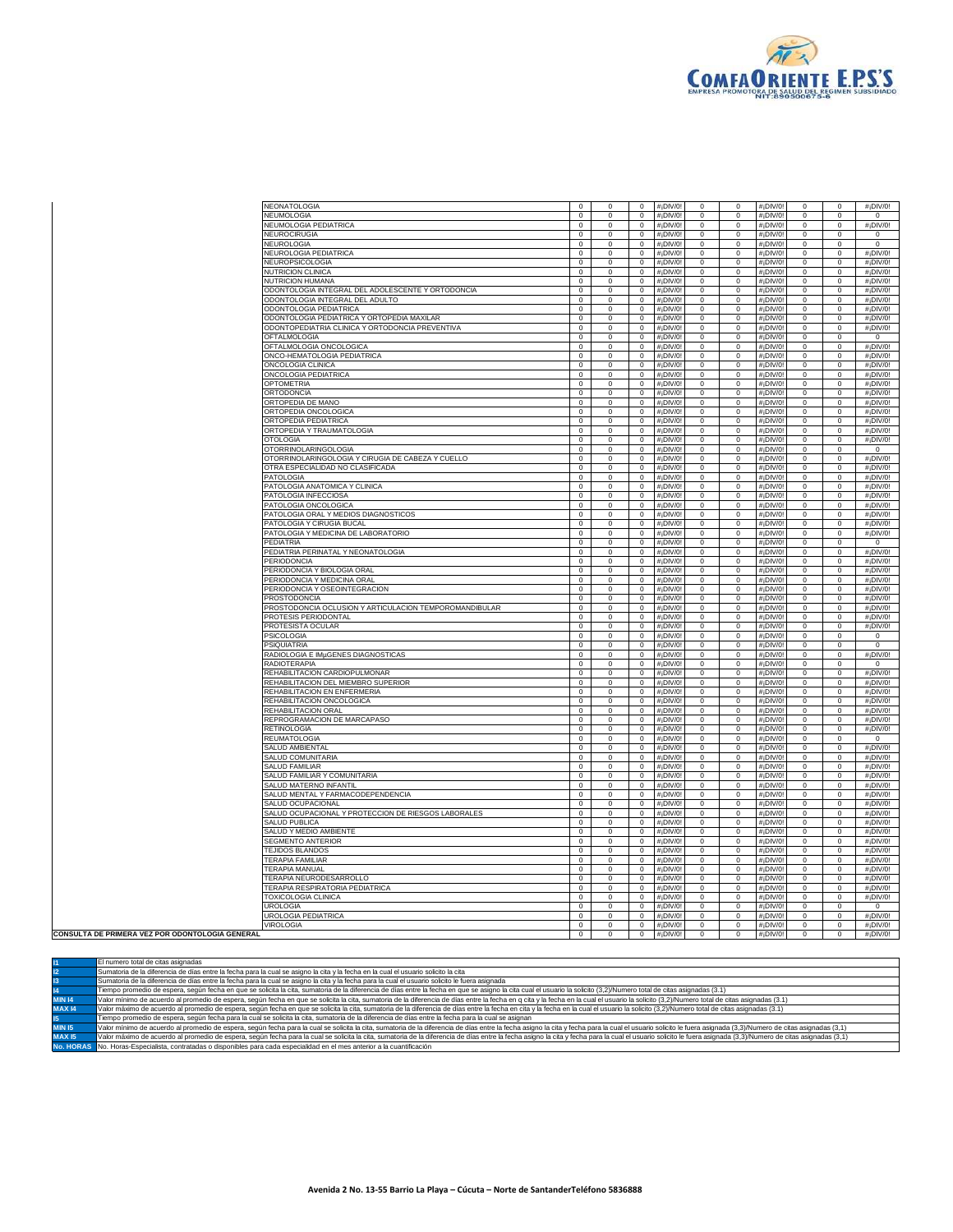| | | | | | | | | | | | |
|---|---|---|---|---|---|---|---|---|---|---|---|
| | NEONATOLOGIA | 0 | 0 | 0 | #¡DIV/0! | 0 | 0 | #¡DIV/0! | 0 | 0 | #¡DIV/0! |
| | NEUMOLOGIA | 0 | 0 | 0 | #¡DIV/0! | 0 | 0 | #¡DIV/0! | 0 | 0 | 0 |
| | NEUMOLOGIA PEDIATRICA | 0 | 0 | 0 | #¡DIV/0! | 0 | 0 | #¡DIV/0! | 0 | 0 | #¡DIV/0! |
| | NEUROCIRUGIA | 0 | 0 | 0 | #¡DIV/0! | 0 | 0 | #¡DIV/0! | 0 | 0 | 0 |
| | NEUROLOGIA | 0 | 0 | 0 | #¡DIV/0! | 0 | 0 | #¡DIV/0! | 0 | 0 | 0 |
| | NEUROLOGIA PEDIATRICA | 0 | 0 | 0 | #¡DIV/0! | 0 | 0 | #¡DIV/0! | 0 | 0 | #¡DIV/0! |
| | NEUROPSICOLOGIA | 0 | 0 | 0 | #¡DIV/0! | 0 | 0 | #¡DIV/0! | 0 | 0 | #¡DIV/0! |
| | NUTRICION CLINICA | 0 | 0 | 0 | #¡DIV/0! | 0 | 0 | #¡DIV/0! | 0 | 0 | #¡DIV/0! |
| | NUTRICION HUMANA | 0 | 0 | 0 | #¡DIV/0! | 0 | 0 | #¡DIV/0! | 0 | 0 | #¡DIV/0! |
| | ODONTOLOGIA INTEGRAL DEL ADOLESCENTE Y ORTODONCIA | 0 | 0 | 0 | #¡DIV/0! | 0 | 0 | #¡DIV/0! | 0 | 0 | #¡DIV/0! |
| | ODONTOLOGIA INTEGRAL DEL ADULTO | 0 | 0 | 0 | #¡DIV/0! | 0 | 0 | #¡DIV/0! | 0 | 0 | #¡DIV/0! |
| | ODONTOLOGIA PEDIATRICA | 0 | 0 | 0 | #¡DIV/0! | 0 | 0 | #¡DIV/0! | 0 | 0 | #¡DIV/0! |
| | ODONTOLOGIA PEDIATRICA Y ORTOPEDIA MAXILAR | 0 | 0 | 0 | #¡DIV/0! | 0 | 0 | #¡DIV/0! | 0 | 0 | #¡DIV/0! |
| | ODONTOPEDIATRIA CLINICA Y ORTODONCIA PREVENTIVA | 0 | 0 | 0 | #¡DIV/0! | 0 | 0 | #¡DIV/0! | 0 | 0 | #¡DIV/0! |
| | OFTALMOLOGIA | 0 | 0 | 0 | #¡DIV/0! | 0 | 0 | #¡DIV/0! | 0 | 0 | 0 |
| | OFTALMOLOGIA ONCOLOGICA | 0 | 0 | 0 | #¡DIV/0! | 0 | 0 | #¡DIV/0! | 0 | 0 | #¡DIV/0! |
| | ONCO-HEMATOLOGIA PEDIATRICA | 0 | 0 | 0 | #¡DIV/0! | 0 | 0 | #¡DIV/0! | 0 | 0 | #¡DIV/0! |
| | ONCOLOGIA CLINICA | 0 | 0 | 0 | #¡DIV/0! | 0 | 0 | #¡DIV/0! | 0 | 0 | #¡DIV/0! |
| | ONCOLOGIA PEDIATRICA | 0 | 0 | 0 | #¡DIV/0! | 0 | 0 | #¡DIV/0! | 0 | 0 | #¡DIV/0! |
| | OPTOMETRIA | 0 | 0 | 0 | #¡DIV/0! | 0 | 0 | #¡DIV/0! | 0 | 0 | #¡DIV/0! |
| | ORTODONCIA | 0 | 0 | 0 | #¡DIV/0! | 0 | 0 | #¡DIV/0! | 0 | 0 | #¡DIV/0! |
| | ORTOPEDIA DE MANO | 0 | 0 | 0 | #¡DIV/0! | 0 | 0 | #¡DIV/0! | 0 | 0 | #¡DIV/0! |
| | ORTOPEDIA ONCOLOGICA | 0 | 0 | 0 | #¡DIV/0! | 0 | 0 | #¡DIV/0! | 0 | 0 | #¡DIV/0! |
| | ORTOPEDIA PEDIATRICA | 0 | 0 | 0 | #¡DIV/0! | 0 | 0 | #¡DIV/0! | 0 | 0 | #¡DIV/0! |
| | ORTOPEDIA Y TRAUMATOLOGIA | 0 | 0 | 0 | #¡DIV/0! | 0 | 0 | #¡DIV/0! | 0 | 0 | #¡DIV/0! |
| | OTOLOGIA | 0 | 0 | 0 | #¡DIV/0! | 0 | 0 | #¡DIV/0! | 0 | 0 | #¡DIV/0! |
| | OTORRINOLARINGOLOGIA | 0 | 0 | 0 | #¡DIV/0! | 0 | 0 | #¡DIV/0! | 0 | 0 | 0 |
| | OTORRINOLARINGOLOGIA Y CIRUGIA DE CABEZA Y CUELLO | 0 | 0 | 0 | #¡DIV/0! | 0 | 0 | #¡DIV/0! | 0 | 0 | #¡DIV/0! |
| | OTRA ESPECIALIDAD NO CLASIFICADA | 0 | 0 | 0 | #¡DIV/0! | 0 | 0 | #¡DIV/0! | 0 | 0 | #¡DIV/0! |
| | PATOLOGIA | 0 | 0 | 0 | #¡DIV/0! | 0 | 0 | #¡DIV/0! | 0 | 0 | #¡DIV/0! |
| | PATOLOGIA ANATOMICA Y CLINICA | 0 | 0 | 0 | #¡DIV/0! | 0 | 0 | #¡DIV/0! | 0 | 0 | #¡DIV/0! |
| | PATOLOGIA INFECCIOSA | 0 | 0 | 0 | #¡DIV/0! | 0 | 0 | #¡DIV/0! | 0 | 0 | #¡DIV/0! |
| | PATOLOGIA ONCOLOGICA | 0 | 0 | 0 | #¡DIV/0! | 0 | 0 | #¡DIV/0! | 0 | 0 | #¡DIV/0! |
| | PATOLOGIA ORAL Y MEDIOS DIAGNOSTICOS | 0 | 0 | 0 | #¡DIV/0! | 0 | 0 | #¡DIV/0! | 0 | 0 | #¡DIV/0! |
| | PATOLOGIA Y CIRUGIA BUCAL | 0 | 0 | 0 | #¡DIV/0! | 0 | 0 | #¡DIV/0! | 0 | 0 | #¡DIV/0! |
| | PATOLOGIA Y MEDICINA DE LABORATORIO | 0 | 0 | 0 | #¡DIV/0! | 0 | 0 | #¡DIV/0! | 0 | 0 | #¡DIV/0! |
| | PEDIATRIA | 0 | 0 | 0 | #¡DIV/0! | 0 | 0 | #¡DIV/0! | 0 | 0 | 0 |
| | PEDIATRIA PERINATAL Y NEONATOLOGIA | 0 | 0 | 0 | #¡DIV/0! | 0 | 0 | #¡DIV/0! | 0 | 0 | #¡DIV/0! |
| | PERIODONCIA | 0 | 0 | 0 | #¡DIV/0! | 0 | 0 | #¡DIV/0! | 0 | 0 | #¡DIV/0! |
| | PERIODONCIA Y BIOLOGIA ORAL | 0 | 0 | 0 | #¡DIV/0! | 0 | 0 | #¡DIV/0! | 0 | 0 | #¡DIV/0! |
| | PERIODONCIA Y MEDICINA ORAL | 0 | 0 | 0 | #¡DIV/0! | 0 | 0 | #¡DIV/0! | 0 | 0 | #¡DIV/0! |
| | PERIODONCIA Y OSEOINTEGRACION | 0 | 0 | 0 | #¡DIV/0! | 0 | 0 | #¡DIV/0! | 0 | 0 | #¡DIV/0! |
| | PROSTODONCIA | 0 | 0 | 0 | #¡DIV/0! | 0 | 0 | #¡DIV/0! | 0 | 0 | #¡DIV/0! |
| | PROSTODONCIA OCLUSION Y ARTICULACION TEMPOROMANDIBULAR | 0 | 0 | 0 | #¡DIV/0! | 0 | 0 | #¡DIV/0! | 0 | 0 | #¡DIV/0! |
| | PROTESIS PERIODONTAL | 0 | 0 | 0 | #¡DIV/0! | 0 | 0 | #¡DIV/0! | 0 | 0 | #¡DIV/0! |
| | PROTESISTA OCULAR | 0 | 0 | 0 | #¡DIV/0! | 0 | 0 | #¡DIV/0! | 0 | 0 | #¡DIV/0! |
| | PSICOLOGIA | 0 | 0 | 0 | #¡DIV/0! | 0 | 0 | #¡DIV/0! | 0 | 0 | 0 |
| | PSIQUIATRIA | 0 | 0 | 0 | #¡DIV/0! | 0 | 0 | #¡DIV/0! | 0 | 0 | 0 |
| | RADIOLOGIA E IMµGENES DIAGNOSTICAS | 0 | 0 | 0 | #¡DIV/0! | 0 | 0 | #¡DIV/0! | 0 | 0 | #¡DIV/0! |
| | RADIOTERAPIA | 0 | 0 | 0 | #¡DIV/0! | 0 | 0 | #¡DIV/0! | 0 | 0 | 0 |
| | REHABILITACION CARDIOPULMONAR | 0 | 0 | 0 | #¡DIV/0! | 0 | 0 | #¡DIV/0! | 0 | 0 | #¡DIV/0! |
| | REHABILITACION DEL MIEMBRO SUPERIOR | 0 | 0 | 0 | #¡DIV/0! | 0 | 0 | #¡DIV/0! | 0 | 0 | #¡DIV/0! |
| | REHABILITACION EN ENFERMERIA | 0 | 0 | 0 | #¡DIV/0! | 0 | 0 | #¡DIV/0! | 0 | 0 | #¡DIV/0! |
| | REHABILITACION ONCOLOGICA | 0 | 0 | 0 | #¡DIV/0! | 0 | 0 | #¡DIV/0! | 0 | 0 | #¡DIV/0! |
| | REHABILITACION ORAL | 0 | 0 | 0 | #¡DIV/0! | 0 | 0 | #¡DIV/0! | 0 | 0 | #¡DIV/0! |
| | REPROGRAMACION DE MARCAPASO | 0 | 0 | 0 | #¡DIV/0! | 0 | 0 | #¡DIV/0! | 0 | 0 | #¡DIV/0! |
| | RETINOLOGIA | 0 | 0 | 0 | #¡DIV/0! | 0 | 0 | #¡DIV/0! | 0 | 0 | #¡DIV/0! |
| | REUMATOLOGIA | 0 | 0 | 0 | #¡DIV/0! | 0 | 0 | #¡DIV/0! | 0 | 0 | 0 |
| | SALUD AMBIENTAL | 0 | 0 | 0 | #¡DIV/0! | 0 | 0 | #¡DIV/0! | 0 | 0 | #¡DIV/0! |
| | SALUD COMUNITARIA | 0 | 0 | 0 | #¡DIV/0! | 0 | 0 | #¡DIV/0! | 0 | 0 | #¡DIV/0! |
| | SALUD FAMILIAR | 0 | 0 | 0 | #¡DIV/0! | 0 | 0 | #¡DIV/0! | 0 | 0 | #¡DIV/0! |
| | SALUD FAMILIAR Y COMUNITARIA | 0 | 0 | 0 | #¡DIV/0! | 0 | 0 | #¡DIV/0! | 0 | 0 | #¡DIV/0! |
| | SALUD MATERNO INFANTIL | 0 | 0 | 0 | #¡DIV/0! | 0 | 0 | #¡DIV/0! | 0 | 0 | #¡DIV/0! |
| | SALUD MENTAL Y FARMACODEPENDENCIA | 0 | 0 | 0 | #¡DIV/0! | 0 | 0 | #¡DIV/0! | 0 | 0 | #¡DIV/0! |
| | SALUD OCUPACIONAL | 0 | 0 | 0 | #¡DIV/0! | 0 | 0 | #¡DIV/0! | 0 | 0 | #¡DIV/0! |
| | SALUD OCUPACIONAL Y PROTECCION DE RIESGOS LABORALES | 0 | 0 | 0 | #¡DIV/0! | 0 | 0 | #¡DIV/0! | 0 | 0 | #¡DIV/0! |
| | SALUD PUBLICA | 0 | 0 | 0 | #¡DIV/0! | 0 | 0 | #¡DIV/0! | 0 | 0 | #¡DIV/0! |
| | SALUD Y MEDIO AMBIENTE | 0 | 0 | 0 | #¡DIV/0! | 0 | 0 | #¡DIV/0! | 0 | 0 | #¡DIV/0! |
| | SEGMENTO ANTERIOR | 0 | 0 | 0 | #¡DIV/0! | 0 | 0 | #¡DIV/0! | 0 | 0 | #¡DIV/0! |
| | TEJIDOS BLANDOS | 0 | 0 | 0 | #¡DIV/0! | 0 | 0 | #¡DIV/0! | 0 | 0 | #¡DIV/0! |
| | TERAPIA FAMILIAR | 0 | 0 | 0 | #¡DIV/0! | 0 | 0 | #¡DIV/0! | 0 | 0 | #¡DIV/0! |
| | TERAPIA MANUAL | 0 | 0 | 0 | #¡DIV/0! | 0 | 0 | #¡DIV/0! | 0 | 0 | #¡DIV/0! |
| | TERAPIA NEURODESARROLLO | 0 | 0 | 0 | #¡DIV/0! | 0 | 0 | #¡DIV/0! | 0 | 0 | #¡DIV/0! |
| | TERAPIA RESPIRATORIA PEDIATRICA | 0 | 0 | 0 | #¡DIV/0! | 0 | 0 | #¡DIV/0! | 0 | 0 | #¡DIV/0! |
| | TOXICOLOGIA CLINICA | 0 | 0 | 0 | #¡DIV/0! | 0 | 0 | #¡DIV/0! | 0 | 0 | #¡DIV/0! |
| | UROLOGIA | 0 | 0 | 0 | #¡DIV/0! | 0 | 0 | #¡DIV/0! | 0 | 0 | 0 |
| | UROLOGIA PEDIATRICA | 0 | 0 | 0 | #¡DIV/0! | 0 | 0 | #¡DIV/0! | 0 | 0 | #¡DIV/0! |
| | VIROLOGIA | 0 | 0 | 0 | #¡DIV/0! | 0 | 0 | #¡DIV/0! | 0 | 0 | #¡DIV/0! |
| CONSULTA DE PRIMERA VEZ POR ODONTOLOGIA GENERAL | | 0 | 0 | 0 | #¡DIV/0! | 0 | 0 | #¡DIV/0! | 0 | 0 | #¡DIV/0! |

| | |
|---|---|
| I1 | El numero total de citas asignadas |
| I2 | Sumatoria de la diferencia de días entre la fecha para la cual se asigno la cita y la fecha en la cual el usuario solicito la cita |
| I3 | Sumatoria de la diferencia de días entre la fecha para la cual se asigno la cita y la fecha para la cual el usuario solicito le fuera asignada |
| I4 | Tiempo promedio de espera, según fecha en que se solicita la cita, sumatoria de la diferencia de días entre la fecha en que se asigno la cita cual el usuario la solicito (3,2)/Numero total de citas asignadas (3.1) |
| MIN I4 | Valor mínimo de acuerdo al promedio de espera, según fecha en que se solicita la cita, sumatoria de la diferencia de días entre la fecha en q cita y la fecha en la cual el usuario la solicito (3,2)/Numero total de citas asignadas (3.1) |
| MAX I4 | Valor máximo de acuerdo al promedio de espera, según fecha en que se solicita la cita, sumatoria de la diferencia de días entre la fecha en cita y la fecha en la cual el usuario la solicito (3,2)/Numero total de citas asignadas (3.1) |
| I5 | Tiempo promedio de espera, según fecha para la cual se solicita la cita, sumatoria de la diferencia de días entre la fecha para la cual se asignan |
| MIN I5 | Valor mínimo de acuerdo al promedio de espera, según fecha para la cual se solicita la cita, sumatoria de la diferencia de días entre la fecha asigno la cita y fecha para la cual el usuario solicito le fuera asignada (3,3)/Numero de citas asignadas (3,1) |
| MAX I5 | Valor máximo de acuerdo al promedio de espera, según fecha para la cual se solicita la cita, sumatoria de la diferencia de días entre la fecha asigno la cita y fecha para la cual el usuario solicito le fuera asignada (3,3)/Numero de citas asignadas (3,1) |
| No. HORAS | No. Horas-Especialista, contratadas o disponibles para cada especialidad en el mes anterior a la cuantificación |